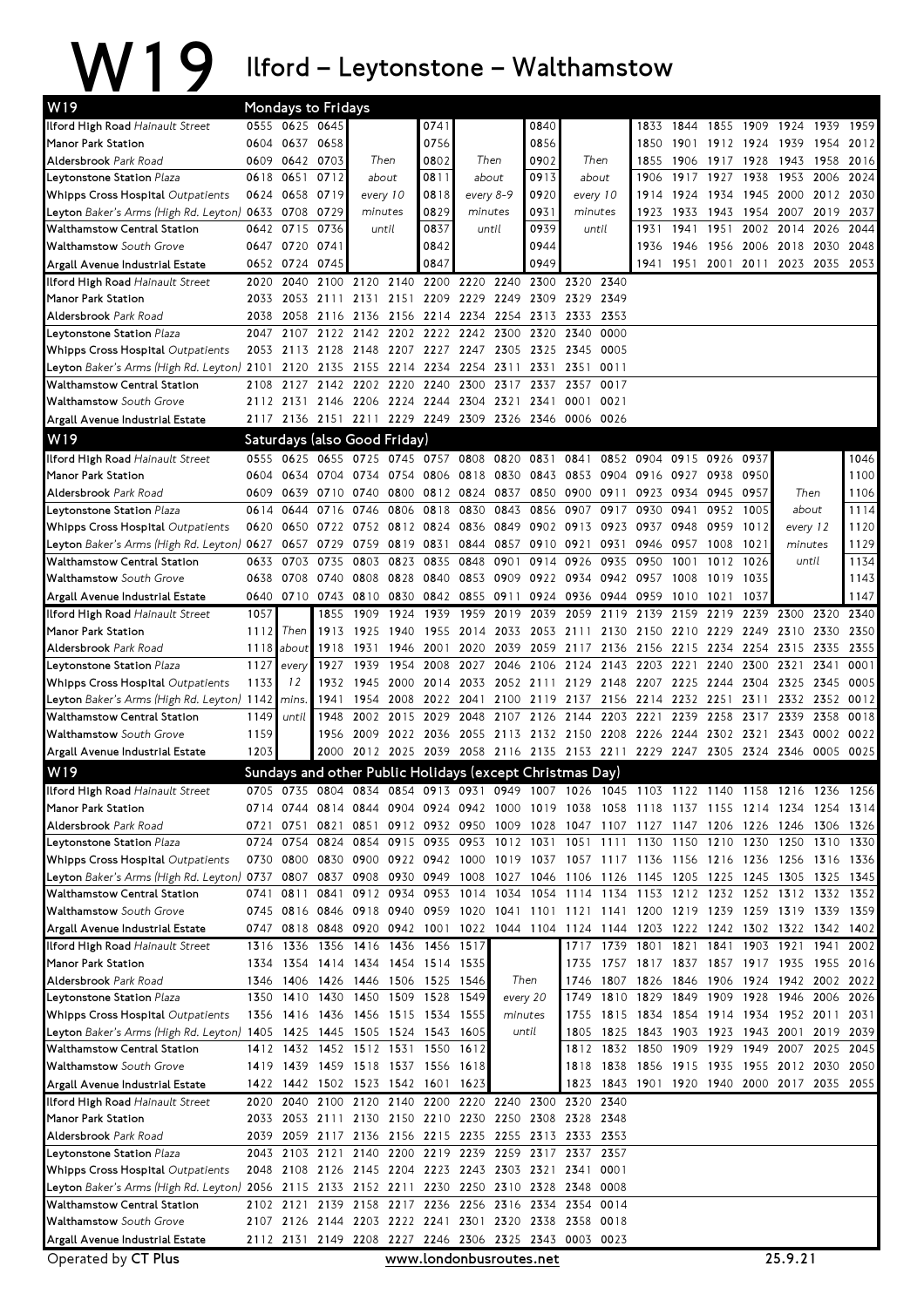# W19 Ilford – Leytonstone – Walthamstow

## W19 Mondays to Fridays

| Stop | | | | | | | | | | | | | | | | | |
|---|---|---|---|---|---|---|---|---|---|---|---|---|---|---|---|---|---|
| Ilford High Road *Hainault Street* | 0555 | 0625 | 0645 | | 0741 | | 0840 | | 1833 | 1844 | 1855 | 1909 | 1924 | 1939 | 1959 |
| Manor Park Station | 0604 | 0637 | 0658 | | 0756 | | 0856 | | 1850 | 1901 | 1912 | 1924 | 1939 | 1954 | 2012 |
| Aldersbrook *Park Road* | 0609 | 0642 | 0703 | Then | 0802 | Then | 0902 | Then | 1855 | 1906 | 1917 | 1928 | 1943 | 1958 | 2016 |
| Leytonstone Station *Plaza* | 0618 | 0651 | 0712 | about | 0811 | about | 0913 | about | 1906 | 1917 | 1927 | 1938 | 1953 | 2006 | 2024 |
| Whipps Cross Hospital *Outpatients* | 0624 | 0658 | 0719 | every 10 | 0818 | every 8-9 | 0920 | every 10 | 1914 | 1924 | 1934 | 1945 | 2000 | 2012 | 2030 |
| Leyton *Baker's Arms (High Rd. Leyton)* | 0633 | 0708 | 0729 | minutes | 0829 | minutes | 0931 | minutes | 1923 | 1933 | 1943 | 1954 | 2007 | 2019 | 2037 |
| Walthamstow Central Station | 0642 | 0715 | 0736 | until | 0837 | until | 0939 | until | 1931 | 1941 | 1951 | 2002 | 2014 | 2026 | 2044 |
| Walthamstow *South Grove* | 0647 | 0720 | 0741 | | 0842 | | 0944 | | 1936 | 1946 | 1956 | 2006 | 2018 | 2030 | 2048 |
| Argall Avenue Industrial Estate | 0652 | 0724 | 0745 | | 0847 | | 0949 | | 1941 | 1951 | 2001 | 2011 | 2023 | 2035 | 2053 |

| Stop | | | | | | | | | | | |
|---|---|---|---|---|---|---|---|---|---|---|---|
| Ilford High Road *Hainault Street* | 2020 | 2040 | 2100 | 2120 | 2140 | 2200 | 2220 | 2240 | 2300 | 2320 | 2340 |
| Manor Park Station | 2033 | 2053 | 2111 | 2131 | 2151 | 2209 | 2229 | 2249 | 2309 | 2329 | 2349 |
| Aldersbrook *Park Road* | 2038 | 2058 | 2116 | 2136 | 2156 | 2214 | 2234 | 2254 | 2313 | 2333 | 2353 |
| Leytonstone Station *Plaza* | 2047 | 2107 | 2122 | 2142 | 2202 | 2222 | 2242 | 2300 | 2320 | 2340 | 0000 |
| Whipps Cross Hospital *Outpatients* | 2053 | 2113 | 2128 | 2148 | 2207 | 2227 | 2247 | 2305 | 2325 | 2345 | 0005 |
| Leyton *Baker's Arms (High Rd. Leyton)* | 2101 | 2120 | 2135 | 2155 | 2214 | 2234 | 2254 | 2311 | 2331 | 2351 | 0011 |
| Walthamstow Central Station | 2108 | 2127 | 2142 | 2202 | 2220 | 2240 | 2300 | 2317 | 2337 | 2357 | 0017 |
| Walthamstow *South Grove* | 2112 | 2131 | 2146 | 2206 | 2224 | 2244 | 2304 | 2321 | 2341 | 0001 | 0021 |
| Argall Avenue Industrial Estate | 2117 | 2136 | 2151 | 2211 | 2229 | 2249 | 2309 | 2326 | 2346 | 0006 | 0026 |

## W19 Saturdays (also Good Friday)

| Stop | | | | | | | | | | | | | | | | | |
|---|---|---|---|---|---|---|---|---|---|---|---|---|---|---|---|---|---|
| Ilford High Road *Hainault Street* | 0555 | 0625 | 0655 | 0725 | 0745 | 0757 | 0808 | 0820 | 0831 | 0841 | 0852 | 0904 | 0915 | 0926 | 0937 | | 1046 |
| Manor Park Station | 0604 | 0634 | 0704 | 0734 | 0754 | 0806 | 0818 | 0830 | 0843 | 0853 | 0904 | 0916 | 0927 | 0938 | 0950 | | 1100 |
| Aldersbrook *Park Road* | 0609 | 0639 | 0710 | 0740 | 0800 | 0812 | 0824 | 0837 | 0850 | 0900 | 0911 | 0923 | 0934 | 0945 | 0957 | Then | 1106 |
| Leytonstone Station *Plaza* | 0614 | 0644 | 0716 | 0746 | 0806 | 0818 | 0830 | 0843 | 0856 | 0907 | 0917 | 0930 | 0941 | 0952 | 1005 | about | 1114 |
| Whipps Cross Hospital *Outpatients* | 0620 | 0650 | 0722 | 0752 | 0812 | 0824 | 0836 | 0849 | 0902 | 0913 | 0923 | 0937 | 0948 | 0959 | 1012 | every 12 | 1120 |
| Leyton *Baker's Arms (High Rd. Leyton)* | 0627 | 0657 | 0729 | 0759 | 0819 | 0831 | 0844 | 0857 | 0910 | 0921 | 0931 | 0946 | 0957 | 1008 | 1021 | minutes | 1129 |
| Walthamstow Central Station | 0633 | 0703 | 0735 | 0803 | 0823 | 0835 | 0848 | 0901 | 0914 | 0926 | 0935 | 0950 | 1001 | 1012 | 1026 | until | 1134 |
| Walthamstow *South Grove* | 0638 | 0708 | 0740 | 0808 | 0828 | 0840 | 0853 | 0909 | 0922 | 0934 | 0942 | 0957 | 1008 | 1019 | 1035 | | 1143 |
| Argall Avenue Industrial Estate | 0640 | 0710 | 0743 | 0810 | 0830 | 0842 | 0855 | 0911 | 0924 | 0936 | 0944 | 0959 | 1010 | 1021 | 1037 | | 1147 |

| Stop | | | | | | | | | | | | | | | | | | |
|---|---|---|---|---|---|---|---|---|---|---|---|---|---|---|---|---|---|---|
| Ilford High Road *Hainault Street* | 1057 | | 1855 | 1909 | 1924 | 1939 | 1959 | 2019 | 2039 | 2059 | 2119 | 2139 | 2159 | 2219 | 2239 | 2300 | 2320 | 2340 |
| Manor Park Station | 1112 | Then | 1913 | 1925 | 1940 | 1955 | 2014 | 2033 | 2053 | 2111 | 2130 | 2150 | 2210 | 2229 | 2249 | 2310 | 2330 | 2350 |
| Aldersbrook *Park Road* | 1118 | about | 1918 | 1931 | 1946 | 2001 | 2020 | 2039 | 2059 | 2117 | 2136 | 2156 | 2215 | 2234 | 2254 | 2315 | 2335 | 2355 |
| Leytonstone Station *Plaza* | 1127 | every | 1927 | 1939 | 1954 | 2008 | 2027 | 2046 | 2106 | 2124 | 2143 | 2203 | 2221 | 2240 | 2300 | 2321 | 2341 | 0001 |
| Whipps Cross Hospital *Outpatients* | 1133 | 12 | 1932 | 1945 | 2000 | 2014 | 2033 | 2052 | 2111 | 2129 | 2148 | 2207 | 2225 | 2244 | 2304 | 2325 | 2345 | 0005 |
| Leyton *Baker's Arms (High Rd. Leyton)* | 1142 | mins. | 1941 | 1954 | 2008 | 2022 | 2041 | 2100 | 2119 | 2137 | 2156 | 2214 | 2232 | 2251 | 2311 | 2332 | 2352 | 0012 |
| Walthamstow Central Station | 1149 | until | 1948 | 2002 | 2015 | 2029 | 2048 | 2107 | 2126 | 2144 | 2203 | 2221 | 2239 | 2258 | 2317 | 2339 | 2358 | 0018 |
| Walthamstow *South Grove* | 1159 | | 1956 | 2009 | 2022 | 2036 | 2055 | 2113 | 2132 | 2150 | 2208 | 2226 | 2244 | 2302 | 2321 | 2343 | 0002 | 0022 |
| Argall Avenue Industrial Estate | 1203 | | 2000 | 2012 | 2025 | 2039 | 2058 | 2116 | 2135 | 2153 | 2211 | 2229 | 2247 | 2305 | 2324 | 2346 | 0005 | 0025 |

## W19 Sundays and other Public Holidays (except Christmas Day)

| Stop | | | | | | | | | | | | | | | | | | |
|---|---|---|---|---|---|---|---|---|---|---|---|---|---|---|---|---|---|---|
| Ilford High Road *Hainault Street* | 0705 | 0735 | 0804 | 0834 | 0854 | 0913 | 0931 | 0949 | 1007 | 1026 | 1045 | 1103 | 1122 | 1140 | 1158 | 1216 | 1236 | 1256 |
| Manor Park Station | 0714 | 0744 | 0814 | 0844 | 0904 | 0924 | 0942 | 1000 | 1019 | 1038 | 1058 | 1118 | 1137 | 1155 | 1214 | 1234 | 1254 | 1314 |
| Aldersbrook *Park Road* | 0721 | 0751 | 0821 | 0851 | 0912 | 0932 | 0950 | 1009 | 1028 | 1047 | 1107 | 1127 | 1147 | 1206 | 1226 | 1246 | 1306 | 1326 |
| Leytonstone Station *Plaza* | 0724 | 0754 | 0824 | 0854 | 0915 | 0935 | 0953 | 1012 | 1031 | 1051 | 1111 | 1130 | 1150 | 1210 | 1230 | 1250 | 1310 | 1330 |
| Whipps Cross Hospital *Outpatients* | 0730 | 0800 | 0830 | 0900 | 0922 | 0942 | 1000 | 1019 | 1037 | 1057 | 1117 | 1136 | 1156 | 1216 | 1236 | 1256 | 1316 | 1336 |
| Leyton *Baker's Arms (High Rd. Leyton)* | 0737 | 0807 | 0837 | 0908 | 0930 | 0949 | 1008 | 1027 | 1046 | 1106 | 1126 | 1145 | 1205 | 1225 | 1245 | 1305 | 1325 | 1345 |
| Walthamstow Central Station | 0741 | 0811 | 0841 | 0912 | 0934 | 0953 | 1014 | 1034 | 1054 | 1114 | 1134 | 1153 | 1212 | 1232 | 1252 | 1312 | 1332 | 1352 |
| Walthamstow *South Grove* | 0745 | 0816 | 0846 | 0918 | 0940 | 0959 | 1020 | 1041 | 1101 | 1121 | 1141 | 1200 | 1219 | 1239 | 1259 | 1319 | 1339 | 1359 |
| Argall Avenue Industrial Estate | 0747 | 0818 | 0848 | 0920 | 0942 | 1001 | 1022 | 1044 | 1104 | 1124 | 1144 | 1203 | 1222 | 1242 | 1302 | 1322 | 1342 | 1402 |

| Stop | | | | | | | | | | | | | | | | | |
|---|---|---|---|---|---|---|---|---|---|---|---|---|---|---|---|---|---|
| Ilford High Road *Hainault Street* | 1316 | 1336 | 1356 | 1416 | 1436 | 1456 | 1517 | | 1717 | 1739 | 1801 | 1821 | 1841 | 1903 | 1921 | 1941 | 2002 |
| Manor Park Station | 1334 | 1354 | 1414 | 1434 | 1454 | 1514 | 1535 | | 1735 | 1757 | 1817 | 1837 | 1857 | 1917 | 1935 | 1955 | 2016 |
| Aldersbrook *Park Road* | 1346 | 1406 | 1426 | 1446 | 1506 | 1525 | 1546 | Then | 1746 | 1807 | 1826 | 1846 | 1906 | 1924 | 1942 | 2002 | 2022 |
| Leytonstone Station *Plaza* | 1350 | 1410 | 1430 | 1450 | 1509 | 1528 | 1549 | every 20 | 1749 | 1810 | 1829 | 1849 | 1909 | 1928 | 1946 | 2006 | 2026 |
| Whipps Cross Hospital *Outpatients* | 1356 | 1416 | 1436 | 1456 | 1515 | 1534 | 1555 | minutes | 1755 | 1815 | 1834 | 1854 | 1914 | 1934 | 1952 | 2011 | 2031 |
| Leyton *Baker's Arms (High Rd. Leyton)* | 1405 | 1425 | 1445 | 1505 | 1524 | 1543 | 1605 | until | 1805 | 1825 | 1843 | 1903 | 1923 | 1943 | 2001 | 2019 | 2039 |
| Walthamstow Central Station | 1412 | 1432 | 1452 | 1512 | 1531 | 1550 | 1612 | | 1812 | 1832 | 1850 | 1909 | 1929 | 1949 | 2007 | 2025 | 2045 |
| Walthamstow *South Grove* | 1419 | 1439 | 1459 | 1518 | 1537 | 1556 | 1618 | | 1818 | 1838 | 1856 | 1915 | 1935 | 1955 | 2012 | 2030 | 2050 |
| Argall Avenue Industrial Estate | 1422 | 1442 | 1502 | 1523 | 1542 | 1601 | 1623 | | 1823 | 1843 | 1901 | 1920 | 1940 | 2000 | 2017 | 2035 | 2055 |

| Stop | | | | | | | | | | | |
|---|---|---|---|---|---|---|---|---|---|---|---|
| Ilford High Road *Hainault Street* | 2020 | 2040 | 2100 | 2120 | 2140 | 2200 | 2220 | 2240 | 2300 | 2320 | 2340 |
| Manor Park Station | 2033 | 2053 | 2111 | 2130 | 2150 | 2210 | 2230 | 2250 | 2308 | 2328 | 2348 |
| Aldersbrook *Park Road* | 2039 | 2059 | 2117 | 2136 | 2156 | 2215 | 2235 | 2255 | 2313 | 2333 | 2353 |
| Leytonstone Station *Plaza* | 2043 | 2103 | 2121 | 2140 | 2200 | 2219 | 2239 | 2259 | 2317 | 2337 | 2357 |
| Whipps Cross Hospital *Outpatients* | 2048 | 2108 | 2126 | 2145 | 2204 | 2223 | 2243 | 2303 | 2321 | 2341 | 0001 |
| Leyton *Baker's Arms (High Rd. Leyton)* | 2056 | 2115 | 2133 | 2152 | 2211 | 2230 | 2250 | 2310 | 2328 | 2348 | 0008 |
| Walthamstow Central Station | 2102 | 2121 | 2139 | 2158 | 2217 | 2236 | 2256 | 2316 | 2334 | 2354 | 0014 |
| Walthamstow *South Grove* | 2107 | 2126 | 2144 | 2203 | 2222 | 2241 | 2301 | 2320 | 2338 | 2358 | 0018 |
| Argall Avenue Industrial Estate | 2112 | 2131 | 2149 | 2208 | 2227 | 2246 | 2306 | 2325 | 2343 | 0003 | 0023 |

Operated by **CT Plus** www.londonbusroutes.net 25.9.21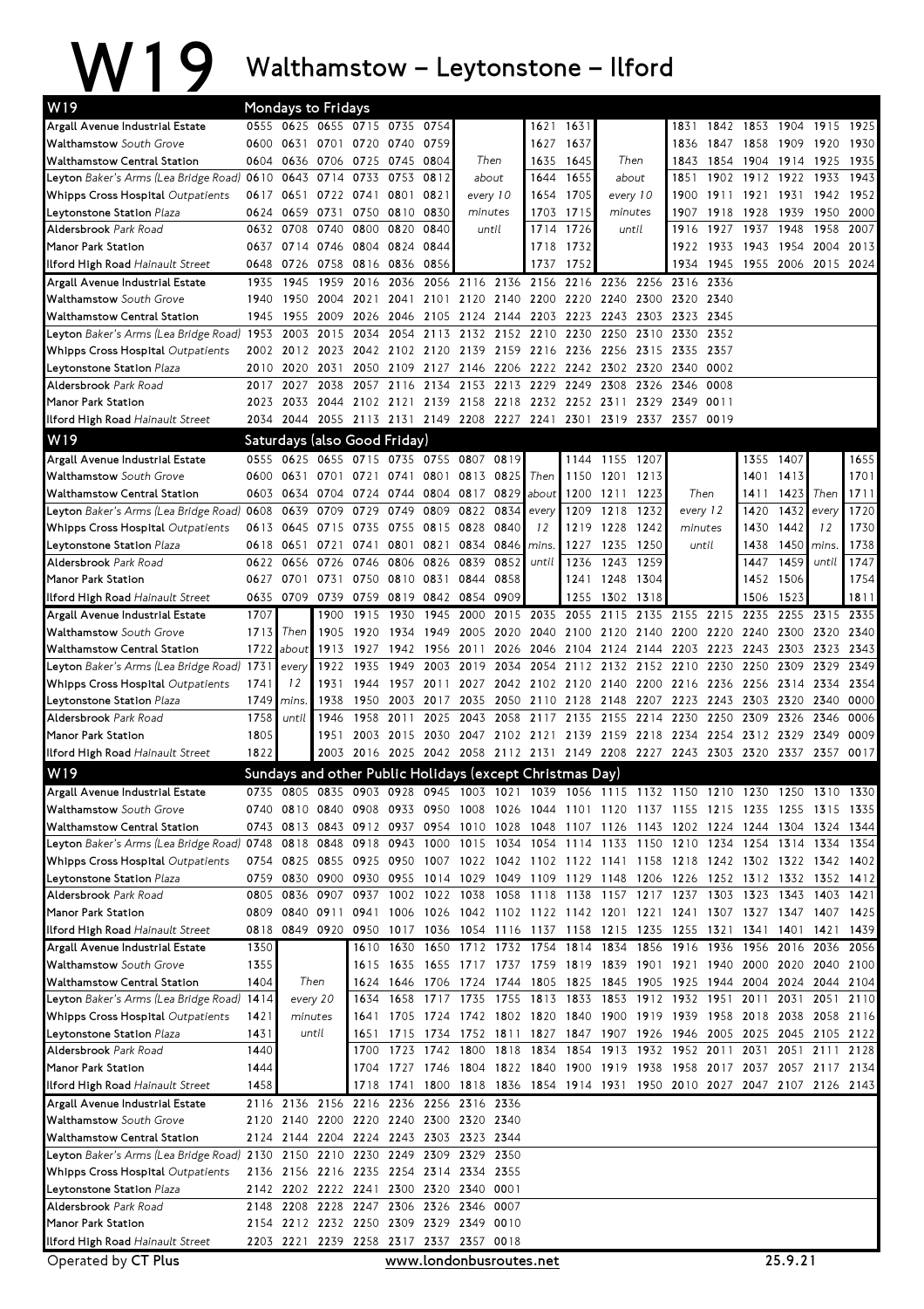# W19 Walthamstow – Leytonstone – Ilford

## W19 Mondays to Fridays

| Stop | | | | | | | | | | | | | | | | | |
|---|---|---|---|---|---|---|---|---|---|---|---|---|---|---|---|---|---|
| Argall Avenue Industrial Estate | 0555 | 0625 | 0655 | 0715 | 0735 | 0754 | | 1621 | 1631 | | 1831 | 1842 | 1853 | 1904 | 1915 | 1925 |
| Walthamstow South Grove | 0600 | 0631 | 0701 | 0720 | 0740 | 0759 | | 1627 | 1637 | | 1836 | 1847 | 1858 | 1909 | 1920 | 1930 |
| Walthamstow Central Station | 0604 | 0636 | 0706 | 0725 | 0745 | 0804 | Then | 1635 | 1645 | Then | 1843 | 1854 | 1904 | 1914 | 1925 | 1935 |
| Leyton Baker's Arms (Lea Bridge Road) | 0610 | 0643 | 0714 | 0733 | 0753 | 0812 | about | 1644 | 1655 | about | 1851 | 1902 | 1912 | 1922 | 1933 | 1943 |
| Whipps Cross Hospital Outpatients | 0617 | 0651 | 0722 | 0741 | 0801 | 0821 | every 10 | 1654 | 1705 | every 10 | 1900 | 1911 | 1921 | 1931 | 1942 | 1952 |
| Leytonstone Station Plaza | 0624 | 0659 | 0731 | 0750 | 0810 | 0830 | minutes | 1703 | 1715 | minutes | 1907 | 1918 | 1928 | 1939 | 1950 | 2000 |
| Aldersbrook Park Road | 0632 | 0708 | 0740 | 0800 | 0820 | 0840 | until | 1714 | 1726 | until | 1916 | 1927 | 1937 | 1948 | 1958 | 2007 |
| Manor Park Station | 0637 | 0714 | 0746 | 0804 | 0824 | 0844 | | 1718 | 1732 | | 1922 | 1933 | 1943 | 1954 | 2004 | 2013 |
| Ilford High Road Hainault Street | 0648 | 0726 | 0758 | 0816 | 0836 | 0856 | | 1737 | 1752 | | 1934 | 1945 | 1955 | 2006 | 2015 | 2024 |

| Stop | | | | | | | | | | | | | | |
|---|---|---|---|---|---|---|---|---|---|---|---|---|---|---|
| Argall Avenue Industrial Estate | 1935 | 1945 | 1959 | 2016 | 2036 | 2056 | 2116 | 2136 | 2156 | 2216 | 2236 | 2256 | 2316 | 2336 |
| Walthamstow South Grove | 1940 | 1950 | 2004 | 2021 | 2041 | 2101 | 2120 | 2140 | 2200 | 2220 | 2240 | 2300 | 2320 | 2340 |
| Walthamstow Central Station | 1945 | 1955 | 2009 | 2026 | 2046 | 2105 | 2124 | 2144 | 2203 | 2223 | 2243 | 2303 | 2323 | 2345 |
| Leyton Baker's Arms (Lea Bridge Road) | 1953 | 2003 | 2015 | 2034 | 2054 | 2113 | 2132 | 2152 | 2210 | 2230 | 2250 | 2310 | 2330 | 2352 |
| Whipps Cross Hospital Outpatients | 2002 | 2012 | 2023 | 2042 | 2102 | 2120 | 2139 | 2159 | 2216 | 2236 | 2256 | 2315 | 2335 | 2357 |
| Leytonstone Station Plaza | 2010 | 2020 | 2031 | 2050 | 2109 | 2127 | 2146 | 2206 | 2222 | 2242 | 2302 | 2320 | 2340 | 0002 |
| Aldersbrook Park Road | 2017 | 2027 | 2038 | 2057 | 2116 | 2134 | 2153 | 2213 | 2229 | 2249 | 2308 | 2326 | 2346 | 0008 |
| Manor Park Station | 2023 | 2033 | 2044 | 2102 | 2121 | 2139 | 2158 | 2218 | 2232 | 2252 | 2311 | 2329 | 2349 | 0011 |
| Ilford High Road Hainault Street | 2034 | 2044 | 2055 | 2113 | 2131 | 2149 | 2208 | 2227 | 2241 | 2301 | 2319 | 2337 | 2357 | 0019 |

## W19 Saturdays (also Good Friday)

| Stop | | | | | | | | | | | | | | | | | | |
|---|---|---|---|---|---|---|---|---|---|---|---|---|---|---|---|---|---|---|
| Argall Avenue Industrial Estate | 0555 | 0625 | 0655 | 0715 | 0735 | 0755 | 0807 | 0819 | | 1144 | 1155 | 1207 | | 1355 | 1407 | | 1655 |
| Walthamstow South Grove | 0600 | 0631 | 0701 | 0721 | 0741 | 0801 | 0813 | 0825 | Then | 1150 | 1201 | 1213 | | 1401 | 1413 | | 1701 |
| Walthamstow Central Station | 0603 | 0634 | 0704 | 0724 | 0744 | 0804 | 0817 | 0829 | about | 1200 | 1211 | 1223 | Then | 1411 | 1423 | Then | 1711 |
| Leyton Baker's Arms (Lea Bridge Road) | 0608 | 0639 | 0709 | 0729 | 0749 | 0809 | 0822 | 0834 | every | 1209 | 1218 | 1232 | every 12 | 1420 | 1432 | every | 1720 |
| Whipps Cross Hospital Outpatients | 0613 | 0645 | 0715 | 0735 | 0755 | 0815 | 0828 | 0840 | 12 | 1219 | 1228 | 1242 | minutes | 1430 | 1442 | 12 | 1730 |
| Leytonstone Station Plaza | 0618 | 0651 | 0721 | 0741 | 0801 | 0821 | 0834 | 0846 | mins. | 1227 | 1235 | 1250 | until | 1438 | 1450 | mins. | 1738 |
| Aldersbrook Park Road | 0622 | 0656 | 0726 | 0746 | 0806 | 0826 | 0839 | 0852 | until | 1236 | 1243 | 1259 | | 1447 | 1459 | until | 1747 |
| Manor Park Station | 0627 | 0701 | 0731 | 0750 | 0810 | 0831 | 0844 | 0858 | | 1241 | 1248 | 1304 | | 1452 | 1506 | | 1754 |
| Ilford High Road Hainault Street | 0635 | 0709 | 0739 | 0759 | 0819 | 0842 | 0854 | 0909 | | 1255 | 1302 | 1318 | | 1506 | 1523 | | 1811 |

| Stop | | | | | | | | | | | | | | | | | | |
|---|---|---|---|---|---|---|---|---|---|---|---|---|---|---|---|---|---|---|
| Argall Avenue Industrial Estate | 1707 | | 1900 | 1915 | 1930 | 1945 | 2000 | 2015 | 2035 | 2055 | 2115 | 2135 | 2155 | 2215 | 2235 | 2255 | 2315 | 2335 |
| Walthamstow South Grove | 1713 | Then | 1905 | 1920 | 1934 | 1949 | 2005 | 2020 | 2040 | 2100 | 2120 | 2140 | 2200 | 2220 | 2240 | 2300 | 2320 | 2340 |
| Walthamstow Central Station | 1722 | about | 1913 | 1927 | 1942 | 1956 | 2011 | 2026 | 2046 | 2104 | 2124 | 2144 | 2203 | 2223 | 2243 | 2303 | 2323 | 2343 |
| Leyton Baker's Arms (Lea Bridge Road) | 1731 | every | 1922 | 1935 | 1949 | 2003 | 2019 | 2034 | 2054 | 2112 | 2132 | 2152 | 2210 | 2230 | 2250 | 2309 | 2329 | 2349 |
| Whipps Cross Hospital Outpatients | 1741 | 12 | 1931 | 1944 | 1957 | 2011 | 2027 | 2042 | 2102 | 2120 | 2140 | 2200 | 2216 | 2236 | 2256 | 2314 | 2334 | 2354 |
| Leytonstone Station Plaza | 1749 | mins. | 1938 | 1950 | 2003 | 2017 | 2035 | 2050 | 2110 | 2128 | 2148 | 2207 | 2223 | 2243 | 2303 | 2320 | 2340 | 0000 |
| Aldersbrook Park Road | 1758 | until | 1946 | 1958 | 2011 | 2025 | 2043 | 2058 | 2117 | 2135 | 2155 | 2214 | 2230 | 2250 | 2309 | 2326 | 2346 | 0006 |
| Manor Park Station | 1805 | | 1951 | 2003 | 2015 | 2030 | 2047 | 2102 | 2121 | 2139 | 2159 | 2218 | 2234 | 2254 | 2312 | 2329 | 2349 | 0009 |
| Ilford High Road Hainault Street | 1822 | | 2003 | 2016 | 2025 | 2042 | 2058 | 2112 | 2131 | 2149 | 2208 | 2227 | 2243 | 2303 | 2320 | 2337 | 2357 | 0017 |

## W19 Sundays and other Public Holidays (except Christmas Day)

| Stop | | | | | | | | | | | | | | | | | | |
|---|---|---|---|---|---|---|---|---|---|---|---|---|---|---|---|---|---|---|
| Argall Avenue Industrial Estate | 0735 | 0805 | 0835 | 0903 | 0928 | 0945 | 1003 | 1021 | 1039 | 1056 | 1115 | 1132 | 1150 | 1210 | 1230 | 1250 | 1310 | 1330 |
| Walthamstow South Grove | 0740 | 0810 | 0840 | 0908 | 0933 | 0950 | 1008 | 1026 | 1044 | 1101 | 1120 | 1137 | 1155 | 1215 | 1235 | 1255 | 1315 | 1335 |
| Walthamstow Central Station | 0743 | 0813 | 0843 | 0912 | 0937 | 0954 | 1010 | 1028 | 1048 | 1107 | 1126 | 1143 | 1202 | 1224 | 1244 | 1304 | 1324 | 1344 |
| Leyton Baker's Arms (Lea Bridge Road) | 0748 | 0818 | 0848 | 0918 | 0943 | 1000 | 1015 | 1034 | 1054 | 1114 | 1133 | 1150 | 1210 | 1234 | 1254 | 1314 | 1334 | 1354 |
| Whipps Cross Hospital Outpatients | 0754 | 0825 | 0855 | 0925 | 0950 | 1007 | 1022 | 1042 | 1102 | 1122 | 1141 | 1158 | 1218 | 1242 | 1302 | 1322 | 1342 | 1402 |
| Leytonstone Station Plaza | 0759 | 0830 | 0900 | 0930 | 0955 | 1014 | 1029 | 1049 | 1109 | 1129 | 1148 | 1206 | 1226 | 1252 | 1312 | 1332 | 1352 | 1412 |
| Aldersbrook Park Road | 0805 | 0836 | 0907 | 0937 | 1002 | 1022 | 1038 | 1058 | 1118 | 1138 | 1157 | 1217 | 1237 | 1303 | 1323 | 1343 | 1403 | 1421 |
| Manor Park Station | 0809 | 0840 | 0911 | 0941 | 1006 | 1026 | 1042 | 1102 | 1122 | 1142 | 1201 | 1221 | 1241 | 1307 | 1327 | 1347 | 1407 | 1425 |
| Ilford High Road Hainault Street | 0818 | 0849 | 0920 | 0950 | 1017 | 1036 | 1054 | 1116 | 1137 | 1158 | 1215 | 1235 | 1255 | 1321 | 1341 | 1401 | 1421 | 1439 |

| Stop | | | | | | | | | | | | | | | | | |
|---|---|---|---|---|---|---|---|---|---|---|---|---|---|---|---|---|---|
| Argall Avenue Industrial Estate | 1350 | | 1610 | 1630 | 1650 | 1712 | 1732 | 1754 | 1814 | 1834 | 1856 | 1916 | 1936 | 1956 | 2016 | 2036 | 2056 |
| Walthamstow South Grove | 1355 | | 1615 | 1635 | 1655 | 1717 | 1737 | 1759 | 1819 | 1839 | 1901 | 1921 | 1940 | 2000 | 2020 | 2040 | 2100 |
| Walthamstow Central Station | 1404 | Then | 1624 | 1646 | 1706 | 1724 | 1744 | 1805 | 1825 | 1845 | 1905 | 1925 | 1944 | 2004 | 2024 | 2044 | 2104 |
| Leyton Baker's Arms (Lea Bridge Road) | 1414 | every 20 | 1634 | 1658 | 1717 | 1735 | 1755 | 1813 | 1833 | 1853 | 1912 | 1932 | 1951 | 2011 | 2031 | 2051 | 2110 |
| Whipps Cross Hospital Outpatients | 1421 | minutes | 1641 | 1705 | 1724 | 1742 | 1802 | 1820 | 1840 | 1900 | 1919 | 1939 | 1958 | 2018 | 2038 | 2058 | 2116 |
| Leytonstone Station Plaza | 1431 | until | 1651 | 1715 | 1734 | 1752 | 1811 | 1827 | 1847 | 1907 | 1926 | 1946 | 2005 | 2025 | 2045 | 2105 | 2122 |
| Aldersbrook Park Road | 1440 | | 1700 | 1723 | 1742 | 1800 | 1818 | 1834 | 1854 | 1913 | 1932 | 1952 | 2011 | 2031 | 2051 | 2111 | 2128 |
| Manor Park Station | 1444 | | 1704 | 1727 | 1746 | 1804 | 1822 | 1840 | 1900 | 1919 | 1938 | 1958 | 2017 | 2037 | 2057 | 2117 | 2134 |
| Ilford High Road Hainault Street | 1458 | | 1718 | 1741 | 1800 | 1818 | 1836 | 1854 | 1914 | 1931 | 1950 | 2010 | 2027 | 2047 | 2107 | 2126 | 2143 |

| Stop | | | | | | | | |
|---|---|---|---|---|---|---|---|---|
| Argall Avenue Industrial Estate | 2116 | 2136 | 2156 | 2216 | 2236 | 2256 | 2316 | 2336 |
| Walthamstow South Grove | 2120 | 2140 | 2200 | 2220 | 2240 | 2300 | 2320 | 2340 |
| Walthamstow Central Station | 2124 | 2144 | 2204 | 2224 | 2243 | 2303 | 2323 | 2344 |
| Leyton Baker's Arms (Lea Bridge Road) | 2130 | 2150 | 2210 | 2230 | 2249 | 2309 | 2329 | 2350 |
| Whipps Cross Hospital Outpatients | 2136 | 2156 | 2216 | 2235 | 2254 | 2314 | 2334 | 2355 |
| Leytonstone Station Plaza | 2142 | 2202 | 2222 | 2241 | 2300 | 2320 | 2340 | 0001 |
| Aldersbrook Park Road | 2148 | 2208 | 2228 | 2247 | 2306 | 2326 | 2346 | 0007 |
| Manor Park Station | 2154 | 2212 | 2232 | 2250 | 2309 | 2329 | 2349 | 0010 |
| Ilford High Road Hainault Street | 2203 | 2221 | 2239 | 2258 | 2317 | 2337 | 2357 | 0018 |

Operated by **CT Plus** www.londonbusroutes.net 25.9.21